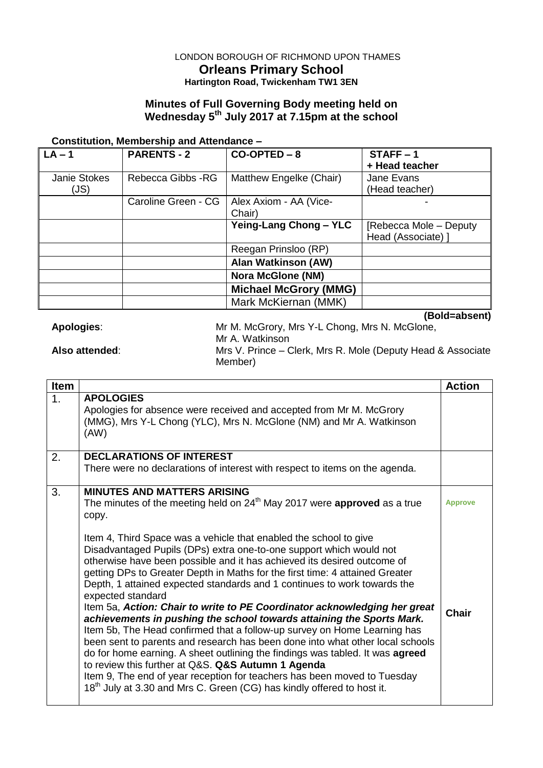LONDON BOROUGH OF RICHMOND UPON THAMES

# Orleans Primary School

**Hartington Road, Twickenham TW1 3EN**

## Minutes of Full Governing Body meeting held on Wednesday 5th July 2017 at 7.15pm at the school

**Constitution, Membership and Attendance –**

| **LA – 1** | **PARENTS - 2** | **CO-OPTED – 8** | **STAFF – 1 + Head teacher** |
|---|---|---|---|
| Janie Stokes (JS) | Rebecca Gibbs -RG | Matthew Engelke (Chair) | Jane Evans (Head teacher) |
| | Caroline Green - CG | Alex Axiom - AA (Vice-Chair) | - |
| | | **Yeing-Lang Chong – YLC** | [Rebecca Mole – Deputy Head (Associate) ] |
| | | Reegan Prinsloo (RP) | |
| | | **Alan Watkinson (AW)** | |
| | | **Nora McGlone (NM)** | |
| | | **Michael McGrory (MMG)** | |
| | | Mark McKiernan (MMK) | |

**(Bold=absent)**

**Apologies**: Mr M. McGrory, Mrs Y-L Chong, Mrs N. McGlone, Mr A. Watkinson

**Also attended**: Mrs V. Prince – Clerk, Mrs R. Mole (Deputy Head & Associate Member)

| **Item** | | **Action** |
|---|---|---|
| 1. | **APOLOGIES**<br>Apologies for absence were received and accepted from Mr M. McGrory (MMG), Mrs Y-L Chong (YLC), Mrs N. McGlone (NM) and Mr A. Watkinson (AW) | |
| 2. | **DECLARATIONS OF INTEREST**<br>There were no declarations of interest with respect to items on the agenda. | |
| 3. | **MINUTES AND MATTERS ARISING**<br>The minutes of the meeting held on 24th May 2017 were **approved** as a true copy.<br><br>Item 4, Third Space was a vehicle that enabled the school to give Disadvantaged Pupils (DPs) extra one-to-one support which would not otherwise have been possible and it has achieved its desired outcome of getting DPs to Greater Depth in Maths for the first time: 4 attained Greater Depth, 1 attained expected standards and 1 continues to work towards the expected standard<br>Item 5a, ***Action: Chair to write to PE Coordinator acknowledging her great achievements in pushing the school towards attaining the Sports Mark.***<br>Item 5b, The Head confirmed that a follow-up survey on Home Learning has been sent to parents and research has been done into what other local schools do for home earning. A sheet outlining the findings was tabled. It was **agreed** to review this further at Q&S. **Q&S Autumn 1 Agenda**<br>Item 9, The end of year reception for teachers has been moved to Tuesday 18th July at 3.30 and Mrs C. Green (CG) has kindly offered to host it. | Approve<br><br><br><br><br><br><br><br>**Chair** |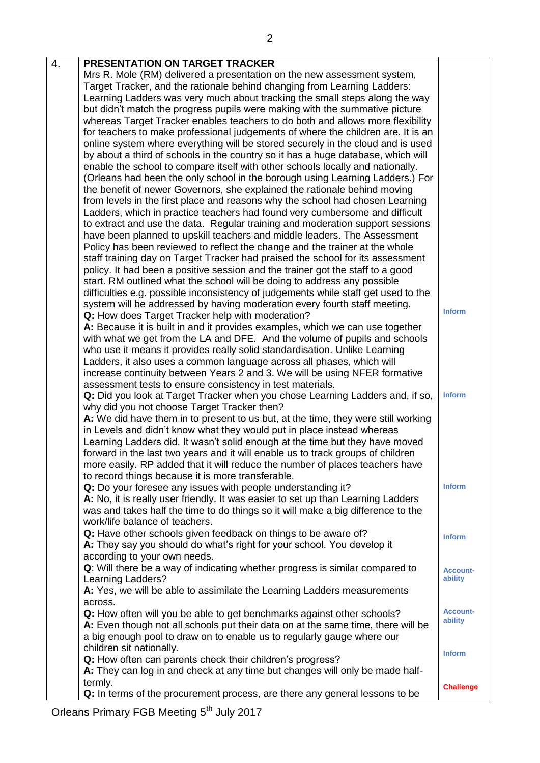| 4. | **PRESENTATION ON TARGET TRACKER** | |
|---|---|---|
| | Mrs R. Mole (RM) delivered a presentation on the new assessment system, Target Tracker, and the rationale behind changing from Learning Ladders: Learning Ladders was very much about tracking the small steps along the way but didn't match the progress pupils were making with the summative picture whereas Target Tracker enables teachers to do both and allows more flexibility for teachers to make professional judgements of where the children are. It is an online system where everything will be stored securely in the cloud and is used by about a third of schools in the country so it has a huge database, which will enable the school to compare itself with other schools locally and nationally. (Orleans had been the only school in the borough using Learning Ladders.) For the benefit of newer Governors, she explained the rationale behind moving from levels in the first place and reasons why the school had chosen Learning Ladders, which in practice teachers had found very cumbersome and difficult to extract and use the data. Regular training and moderation support sessions have been planned to upskill teachers and middle leaders. The Assessment Policy has been reviewed to reflect the change and the trainer at the whole staff training day on Target Tracker had praised the school for its assessment policy. It had been a positive session and the trainer got the staff to a good start. RM outlined what the school will be doing to address any possible difficulties e.g. possible inconsistency of judgements while staff get used to the system will be addressed by having moderation every fourth staff meeting. | |
| | **Q:** How does Target Tracker help with moderation?<br>**A:** Because it is built in and it provides examples, which we can use together with what we get from the LA and DFE. And the volume of pupils and schools who use it means it provides really solid standardisation. Unlike Learning Ladders, it also uses a common language across all phases, which will increase continuity between Years 2 and 3. We will be using NFER formative assessment tests to ensure consistency in test materials. | Inform |
| | **Q:** Did you look at Target Tracker when you chose Learning Ladders and, if so, why did you not choose Target Tracker then?<br>**A:** We did have them in to present to us but, at the time, they were still working in Levels and didn't know what they would put in place instead whereas Learning Ladders did. It wasn't solid enough at the time but they have moved forward in the last two years and it will enable us to track groups of children more easily. RP added that it will reduce the number of places teachers have to record things because it is more transferable. | Inform |
| | **Q:** Do your foresee any issues with people understanding it?<br>**A:** No, it is really user friendly. It was easier to set up than Learning Ladders was and takes half the time to do things so it will make a big difference to the work/life balance of teachers. | Inform |
| | **Q:** Have other schools given feedback on things to be aware of?<br>**A:** They say you should do what's right for your school. You develop it according to your own needs. | Inform |
| | **Q**: Will there be a way of indicating whether progress is similar compared to Learning Ladders?<br>**A:** Yes, we will be able to assimilate the Learning Ladders measurements across. | Account-ability |
| | **Q:** How often will you be able to get benchmarks against other schools?<br>**A:** Even though not all schools put their data on at the same time, there will be a big enough pool to draw on to enable us to regularly gauge where our children sit nationally. | Account-ability |
| | **Q:** How often can parents check their children's progress?<br>**A:** They can log in and check at any time but changes will only be made half-termly. | Inform |
| | **Q:** In terms of the procurement process, are there any general lessons to be | Challenge |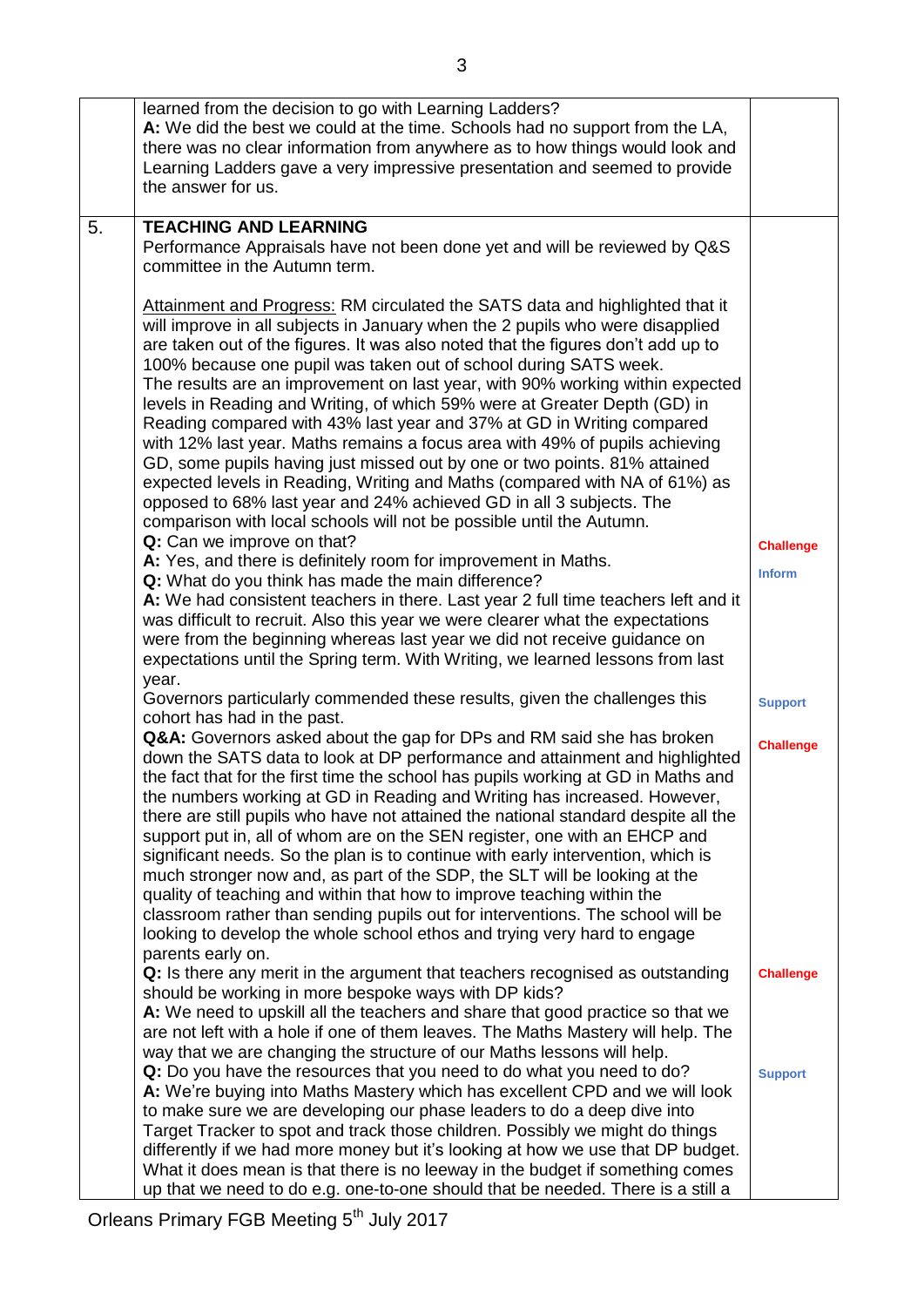| | | |
|---|---|---|
| | learned from the decision to go with Learning Ladders?<br>**A:** We did the best we could at the time. Schools had no support from the LA, there was no clear information from anywhere as to how things would look and Learning Ladders gave a very impressive presentation and seemed to provide the answer for us. | |
| 5. | **TEACHING AND LEARNING**<br>Performance Appraisals have not been done yet and will be reviewed by Q&S committee in the Autumn term.<br><br><u>Attainment and Progress:</u> RM circulated the SATS data and highlighted that it will improve in all subjects in January when the 2 pupils who were disapplied are taken out of the figures. It was also noted that the figures don't add up to 100% because one pupil was taken out of school during SATS week.<br>The results are an improvement on last year, with 90% working within expected levels in Reading and Writing, of which 59% were at Greater Depth (GD) in Reading compared with 43% last year and 37% at GD in Writing compared with 12% last year. Maths remains a focus area with 49% of pupils achieving GD, some pupils having just missed out by one or two points. 81% attained expected levels in Reading, Writing and Maths (compared with NA of 61%) as opposed to 68% last year and 24% achieved GD in all 3 subjects. The comparison with local schools will not be possible until the Autumn.<br>**Q:** Can we improve on that?<br>**A:** Yes, and there is definitely room for improvement in Maths.<br>**Q:** What do you think has made the main difference?<br>**A:** We had consistent teachers in there. Last year 2 full time teachers left and it was difficult to recruit. Also this year we were clearer what the expectations were from the beginning whereas last year we did not receive guidance on expectations until the Spring term. With Writing, we learned lessons from last year.<br>Governors particularly commended these results, given the challenges this cohort has had in the past.<br>**Q&A:** Governors asked about the gap for DPs and RM said she has broken down the SATS data to look at DP performance and attainment and highlighted the fact that for the first time the school has pupils working at GD in Maths and the numbers working at GD in Reading and Writing has increased. However, there are still pupils who have not attained the national standard despite all the support put in, all of whom are on the SEN register, one with an EHCP and significant needs. So the plan is to continue with early intervention, which is much stronger now and, as part of the SDP, the SLT will be looking at the quality of teaching and within that how to improve teaching within the classroom rather than sending pupils out for interventions. The school will be looking to develop the whole school ethos and trying very hard to engage parents early on.<br>**Q:** Is there any merit in the argument that teachers recognised as outstanding should be working in more bespoke ways with DP kids?<br>**A:** We need to upskill all the teachers and share that good practice so that we are not left with a hole if one of them leaves. The Maths Mastery will help. The way that we are changing the structure of our Maths lessons will help.<br>**Q:** Do you have the resources that you need to do what you need to do?<br>**A:** We're buying into Maths Mastery which has excellent CPD and we will look to make sure we are developing our phase leaders to do a deep dive into Target Tracker to spot and track those children. Possibly we might do things differently if we had more money but it's looking at how we use that DP budget. What it does mean is that there is no leeway in the budget if something comes up that we need to do e.g. one-to-one should that be needed. There is a still a | **Challenge**<br>**Inform**<br><br>**Support**<br>**Challenge**<br><br>**Challenge**<br><br>**Support** |

Orleans Primary FGB Meeting 5th July 2017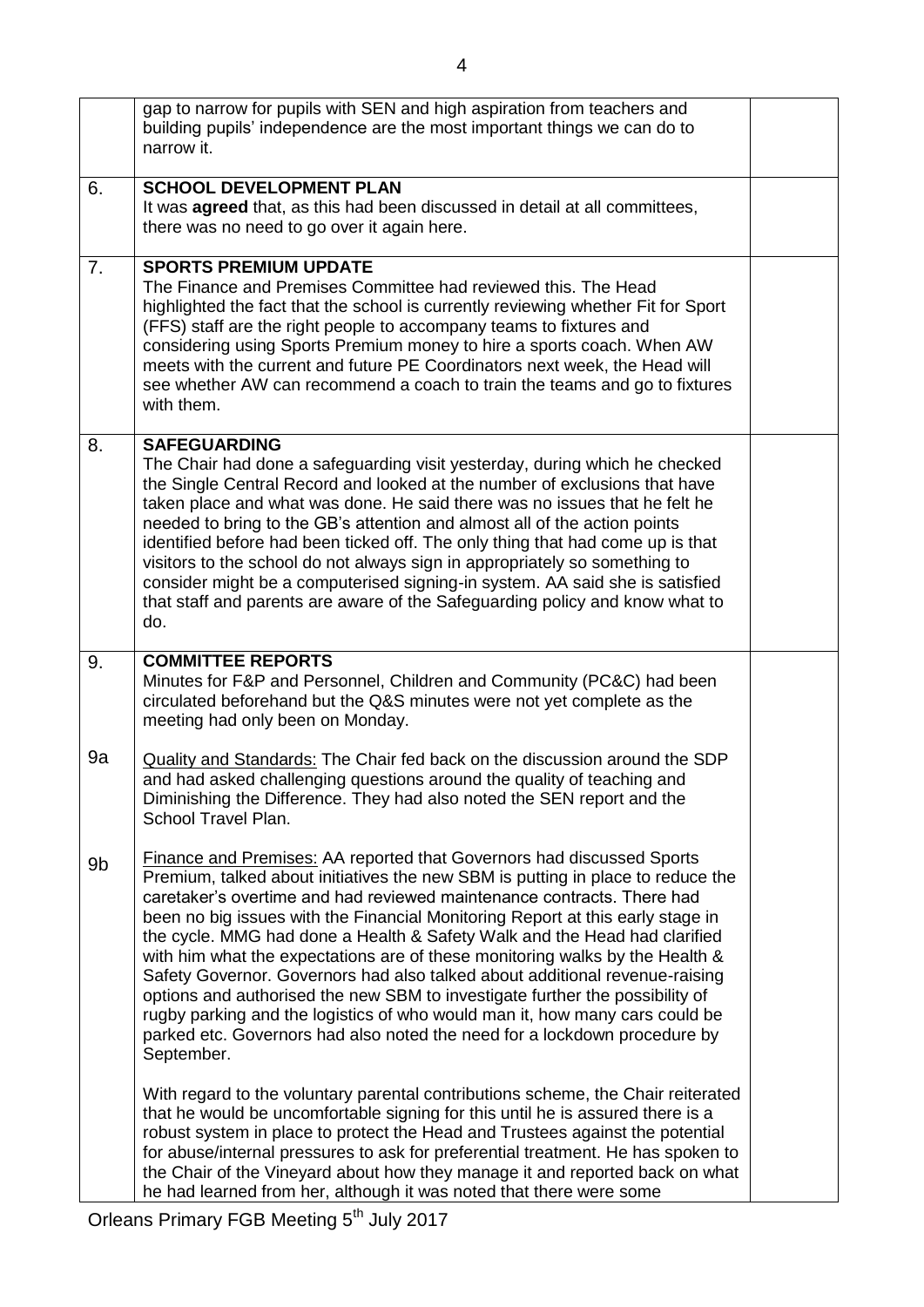| | | |
|---|---|---|
| | gap to narrow for pupils with SEN and high aspiration from teachers and building pupils' independence are the most important things we can do to narrow it. | |
| 6. | **SCHOOL DEVELOPMENT PLAN**<br>It was **agreed** that, as this had been discussed in detail at all committees, there was no need to go over it again here. | |
| 7. | **SPORTS PREMIUM UPDATE**<br>The Finance and Premises Committee had reviewed this. The Head highlighted the fact that the school is currently reviewing whether Fit for Sport (FFS) staff are the right people to accompany teams to fixtures and considering using Sports Premium money to hire a sports coach. When AW meets with the current and future PE Coordinators next week, the Head will see whether AW can recommend a coach to train the teams and go to fixtures with them. | |
| 8. | **SAFEGUARDING**<br>The Chair had done a safeguarding visit yesterday, during which he checked the Single Central Record and looked at the number of exclusions that have taken place and what was done. He said there was no issues that he felt he needed to bring to the GB's attention and almost all of the action points identified before had been ticked off. The only thing that had come up is that visitors to the school do not always sign in appropriately so something to consider might be a computerised signing-in system. AA said she is satisfied that staff and parents are aware of the Safeguarding policy and know what to do. | |
| 9. | **COMMITTEE REPORTS**<br>Minutes for F&P and Personnel, Children and Community (PC&C) had been circulated beforehand but the Q&S minutes were not yet complete as the meeting had only been on Monday. | |
| 9a | <u>Quality and Standards:</u> The Chair fed back on the discussion around the SDP and had asked challenging questions around the quality of teaching and Diminishing the Difference. They had also noted the SEN report and the School Travel Plan. | |
| 9b | <u>Finance and Premises:</u> AA reported that Governors had discussed Sports Premium, talked about initiatives the new SBM is putting in place to reduce the caretaker's overtime and had reviewed maintenance contracts. There had been no big issues with the Financial Monitoring Report at this early stage in the cycle. MMG had done a Health & Safety Walk and the Head had clarified with him what the expectations are of these monitoring walks by the Health & Safety Governor. Governors had also talked about additional revenue-raising options and authorised the new SBM to investigate further the possibility of rugby parking and the logistics of who would man it, how many cars could be parked etc. Governors had also noted the need for a lockdown procedure by September.<br><br>With regard to the voluntary parental contributions scheme, the Chair reiterated that he would be uncomfortable signing for this until he is assured there is a robust system in place to protect the Head and Trustees against the potential for abuse/internal pressures to ask for preferential treatment. He has spoken to the Chair of the Vineyard about how they manage it and reported back on what he had learned from her, although it was noted that there were some | |

Orleans Primary FGB Meeting 5th July 2017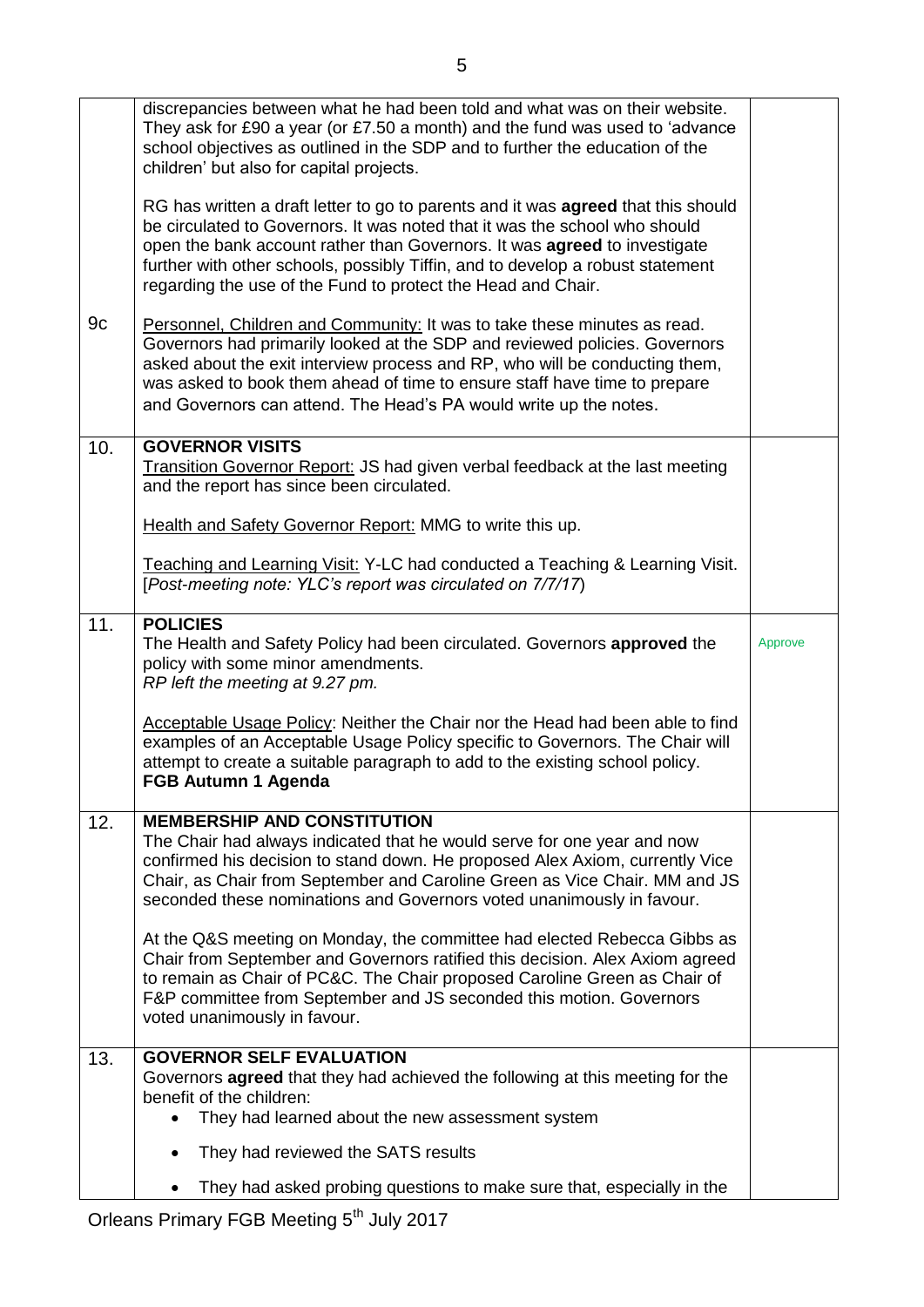| | | |
|---|---|---|
| | discrepancies between what he had been told and what was on their website. They ask for £90 a year (or £7.50 a month) and the fund was used to 'advance school objectives as outlined in the SDP and to further the education of the children' but also for capital projects.<br><br>RG has written a draft letter to go to parents and it was **agreed** that this should be circulated to Governors. It was noted that it was the school who should open the bank account rather than Governors. It was **agreed** to investigate further with other schools, possibly Tiffin, and to develop a robust statement regarding the use of the Fund to protect the Head and Chair. | |
| 9c | <u>Personnel, Children and Community:</u> It was to take these minutes as read. Governors had primarily looked at the SDP and reviewed policies. Governors asked about the exit interview process and RP, who will be conducting them, was asked to book them ahead of time to ensure staff have time to prepare and Governors can attend. The Head's PA would write up the notes. | |
| 10. | **GOVERNOR VISITS**<br><u>Transition Governor Report:</u> JS had given verbal feedback at the last meeting and the report has since been circulated.<br><br><u>Health and Safety Governor Report:</u> MMG to write this up.<br><br><u>Teaching and Learning Visit:</u> Y-LC had conducted a Teaching & Learning Visit. [*Post-meeting note: YLC's report was circulated on 7/7/17*) | |
| 11. | **POLICIES**<br>The Health and Safety Policy had been circulated. Governors **approved** the policy with some minor amendments.<br>*RP left the meeting at 9.27 pm.*<br><br><u>Acceptable Usage Policy</u>: Neither the Chair nor the Head had been able to find examples of an Acceptable Usage Policy specific to Governors. The Chair will attempt to create a suitable paragraph to add to the existing school policy.<br>**FGB Autumn 1 Agenda** | Approve |
| 12. | **MEMBERSHIP AND CONSTITUTION**<br>The Chair had always indicated that he would serve for one year and now confirmed his decision to stand down. He proposed Alex Axiom, currently Vice Chair, as Chair from September and Caroline Green as Vice Chair. MM and JS seconded these nominations and Governors voted unanimously in favour.<br><br>At the Q&S meeting on Monday, the committee had elected Rebecca Gibbs as Chair from September and Governors ratified this decision. Alex Axiom agreed to remain as Chair of PC&C. The Chair proposed Caroline Green as Chair of F&P committee from September and JS seconded this motion. Governors voted unanimously in favour. | |
| 13. | **GOVERNOR SELF EVALUATION**<br>Governors **agreed** that they had achieved the following at this meeting for the benefit of the children:<br>• They had learned about the new assessment system<br>• They had reviewed the SATS results<br>• They had asked probing questions to make sure that, especially in the | |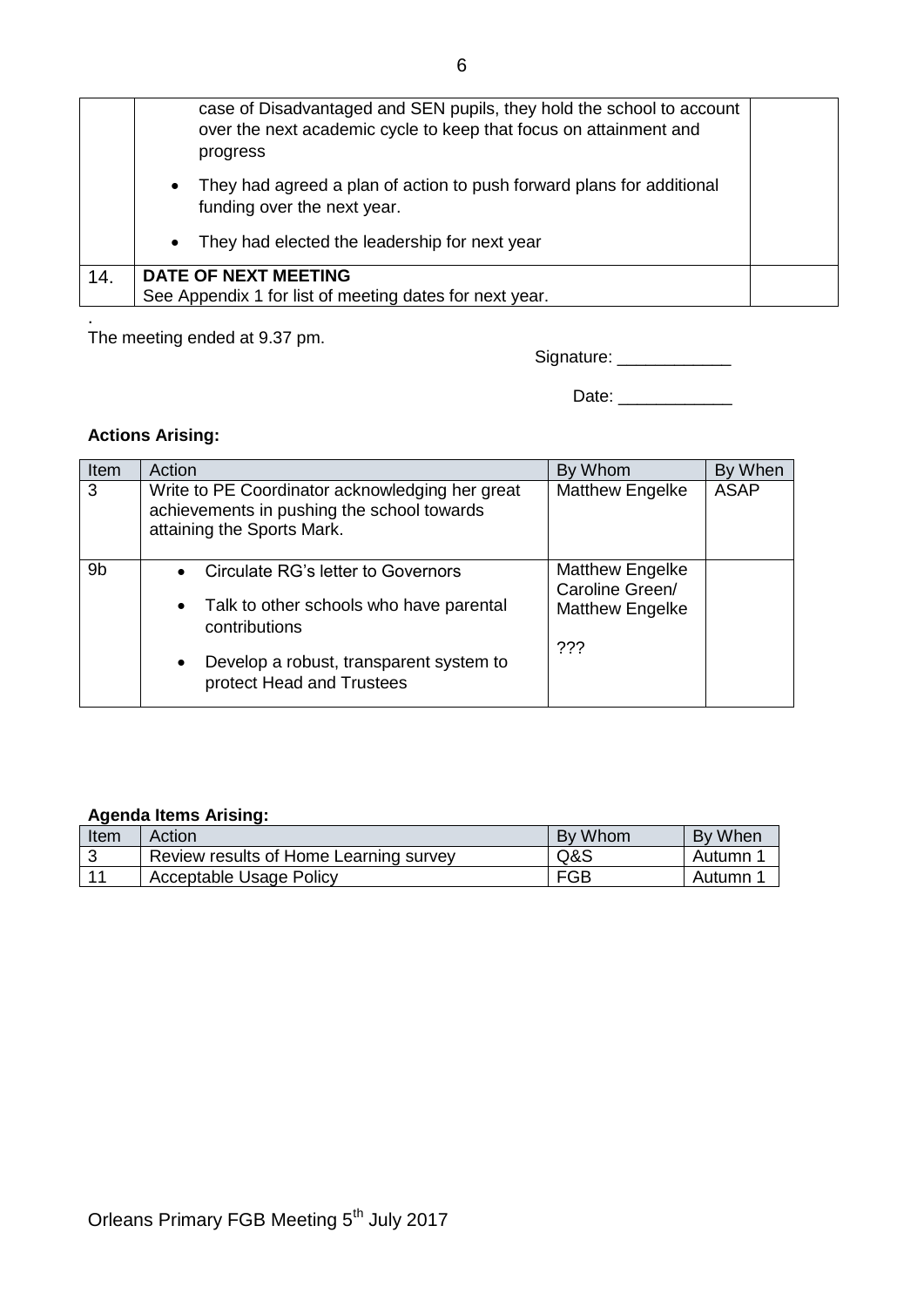|  |  |  |
|---|---|---|
|  | case of Disadvantaged and SEN pupils, they hold the school to account over the next academic cycle to keep that focus on attainment and progress<br>• They had agreed a plan of action to push forward plans for additional funding over the next year.<br>• They had elected the leadership for next year |  |
| 14. | **DATE OF NEXT MEETING**<br>See Appendix 1 for list of meeting dates for next year. |  |

.
The meeting ended at 9.37 pm.

Signature: ____________

Date: ____________

**Actions Arising:**

| Item | Action | By Whom | By When |
|---|---|---|---|
| 3 | Write to PE Coordinator acknowledging her great achievements in pushing the school towards attaining the Sports Mark. | Matthew Engelke | ASAP |
| 9b | • Circulate RG's letter to Governors<br>• Talk to other schools who have parental contributions<br>• Develop a robust, transparent system to protect Head and Trustees | Matthew Engelke<br>Caroline Green/<br>Matthew Engelke<br>??? |  |

**Agenda Items Arising:**

| Item | Action | By Whom | By When |
|---|---|---|---|
| 3 | Review results of Home Learning survey | Q&S | Autumn 1 |
| 11 | Acceptable Usage Policy | FGB | Autumn 1 |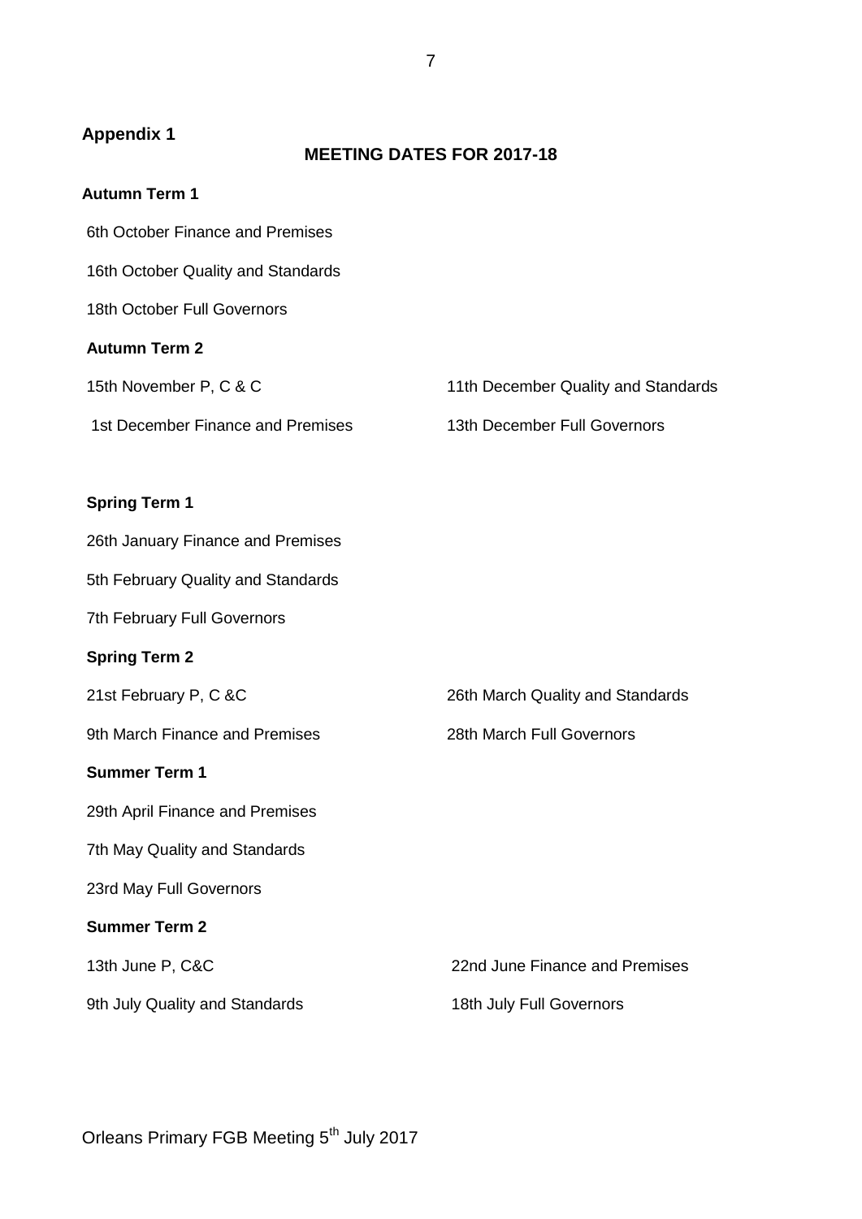## Appendix 1

### MEETING DATES FOR 2017-18

**Autumn Term 1**

6th October Finance and Premises

16th October Quality and Standards

18th October Full Governors

**Autumn Term 2**

15th November P, C & C

1st December Finance and Premises

11th December Quality and Standards

13th December Full Governors

**Spring Term 1**

26th January Finance and Premises

5th February Quality and Standards

7th February Full Governors

**Spring Term 2**

21st February P, C &C

9th March Finance and Premises

26th March Quality and Standards

28th March Full Governors

**Summer Term 1**

29th April Finance and Premises

7th May Quality and Standards

23rd May Full Governors

**Summer Term 2**

13th June P, C&C

9th July Quality and Standards

22nd June Finance and Premises

18th July Full Governors